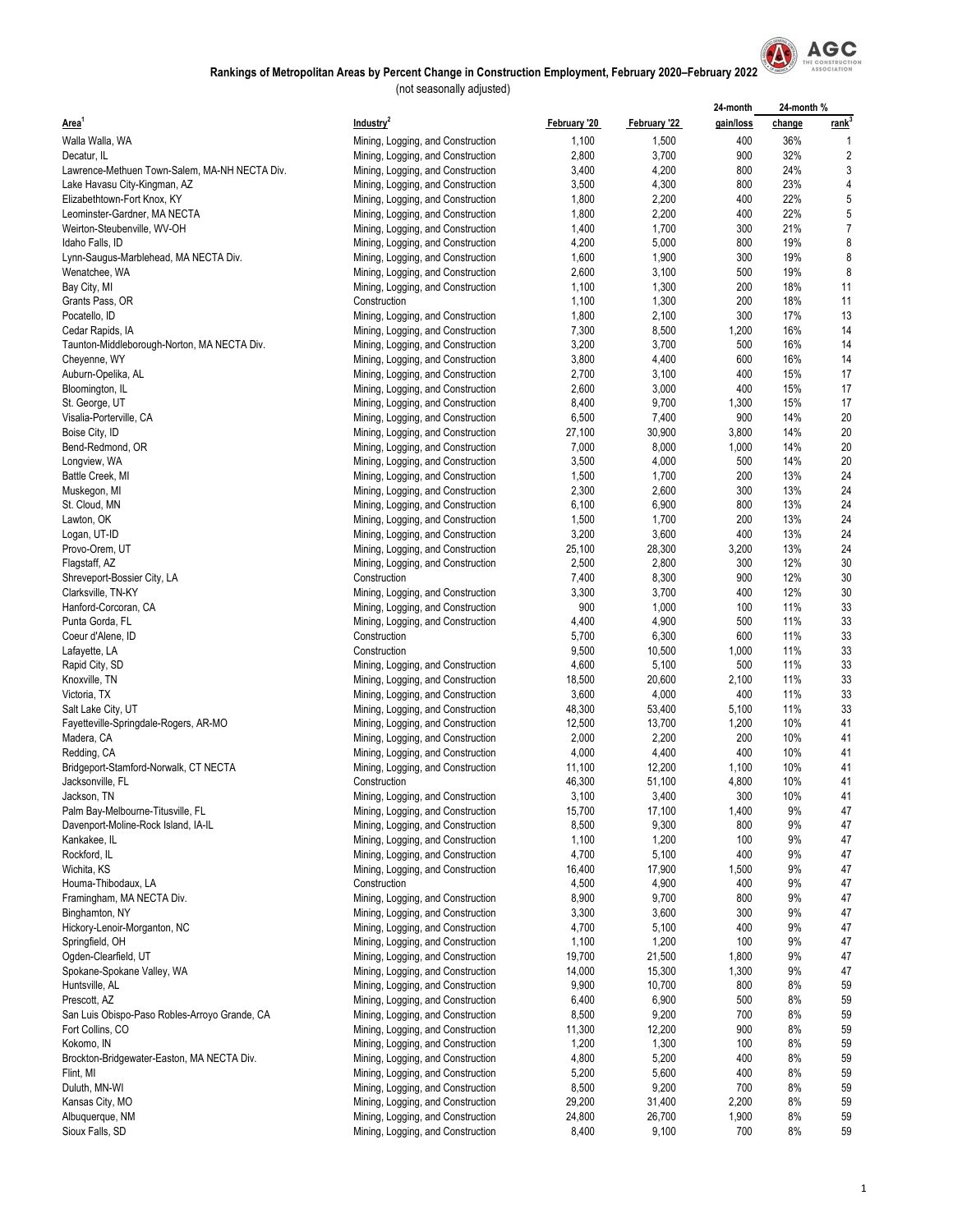# Rankings of Metropolitan Areas by Percent Change in Construction Employment, February 2020–February 2022

(not seasonally adjusted)

| Area[1] | Industry[2] | February '20 | February '22 | 24-month gain/loss | 24-month % change | 24-month % rank[3] |
|---|---|---|---|---|---|---|
| Walla Walla, WA | Mining, Logging, and Construction | 1,100 | 1,500 | 400 | 36% | 1 |
| Decatur, IL | Mining, Logging, and Construction | 2,800 | 3,700 | 900 | 32% | 2 |
| Lawrence-Methuen Town-Salem, MA-NH NECTA Div. | Mining, Logging, and Construction | 3,400 | 4,200 | 800 | 24% | 3 |
| Lake Havasu City-Kingman, AZ | Mining, Logging, and Construction | 3,500 | 4,300 | 800 | 23% | 4 |
| Elizabethtown-Fort Knox, KY | Mining, Logging, and Construction | 1,800 | 2,200 | 400 | 22% | 5 |
| Leominster-Gardner, MA NECTA | Mining, Logging, and Construction | 1,800 | 2,200 | 400 | 22% | 5 |
| Weirton-Steubenville, WV-OH | Mining, Logging, and Construction | 1,400 | 1,700 | 300 | 21% | 7 |
| Idaho Falls, ID | Mining, Logging, and Construction | 4,200 | 5,000 | 800 | 19% | 8 |
| Lynn-Saugus-Marblehead, MA NECTA Div. | Mining, Logging, and Construction | 1,600 | 1,900 | 300 | 19% | 8 |
| Wenatchee, WA | Mining, Logging, and Construction | 2,600 | 3,100 | 500 | 19% | 8 |
| Bay City, MI | Mining, Logging, and Construction | 1,100 | 1,300 | 200 | 18% | 11 |
| Grants Pass, OR | Construction | 1,100 | 1,300 | 200 | 18% | 11 |
| Pocatello, ID | Mining, Logging, and Construction | 1,800 | 2,100 | 300 | 17% | 13 |
| Cedar Rapids, IA | Mining, Logging, and Construction | 7,300 | 8,500 | 1,200 | 16% | 14 |
| Taunton-Middleborough-Norton, MA NECTA Div. | Mining, Logging, and Construction | 3,200 | 3,700 | 500 | 16% | 14 |
| Cheyenne, WY | Mining, Logging, and Construction | 3,800 | 4,400 | 600 | 16% | 14 |
| Auburn-Opelika, AL | Mining, Logging, and Construction | 2,700 | 3,100 | 400 | 15% | 17 |
| Bloomington, IL | Mining, Logging, and Construction | 2,600 | 3,000 | 400 | 15% | 17 |
| St. George, UT | Mining, Logging, and Construction | 8,400 | 9,700 | 1,300 | 15% | 17 |
| Visalia-Porterville, CA | Mining, Logging, and Construction | 6,500 | 7,400 | 900 | 14% | 20 |
| Boise City, ID | Mining, Logging, and Construction | 27,100 | 30,900 | 3,800 | 14% | 20 |
| Bend-Redmond, OR | Mining, Logging, and Construction | 7,000 | 8,000 | 1,000 | 14% | 20 |
| Longview, WA | Mining, Logging, and Construction | 3,500 | 4,000 | 500 | 14% | 20 |
| Battle Creek, MI | Mining, Logging, and Construction | 1,500 | 1,700 | 200 | 13% | 24 |
| Muskegon, MI | Mining, Logging, and Construction | 2,300 | 2,600 | 300 | 13% | 24 |
| St. Cloud, MN | Mining, Logging, and Construction | 6,100 | 6,900 | 800 | 13% | 24 |
| Lawton, OK | Mining, Logging, and Construction | 1,500 | 1,700 | 200 | 13% | 24 |
| Logan, UT-ID | Mining, Logging, and Construction | 3,200 | 3,600 | 400 | 13% | 24 |
| Provo-Orem, UT | Mining, Logging, and Construction | 25,100 | 28,300 | 3,200 | 13% | 24 |
| Flagstaff, AZ | Mining, Logging, and Construction | 2,500 | 2,800 | 300 | 12% | 30 |
| Shreveport-Bossier City, LA | Construction | 7,400 | 8,300 | 900 | 12% | 30 |
| Clarksville, TN-KY | Mining, Logging, and Construction | 3,300 | 3,700 | 400 | 12% | 30 |
| Hanford-Corcoran, CA | Mining, Logging, and Construction | 900 | 1,000 | 100 | 11% | 33 |
| Punta Gorda, FL | Mining, Logging, and Construction | 4,400 | 4,900 | 500 | 11% | 33 |
| Coeur d'Alene, ID | Construction | 5,700 | 6,300 | 600 | 11% | 33 |
| Lafayette, LA | Construction | 9,500 | 10,500 | 1,000 | 11% | 33 |
| Rapid City, SD | Mining, Logging, and Construction | 4,600 | 5,100 | 500 | 11% | 33 |
| Knoxville, TN | Mining, Logging, and Construction | 18,500 | 20,600 | 2,100 | 11% | 33 |
| Victoria, TX | Mining, Logging, and Construction | 3,600 | 4,000 | 400 | 11% | 33 |
| Salt Lake City, UT | Mining, Logging, and Construction | 48,300 | 53,400 | 5,100 | 11% | 33 |
| Fayetteville-Springdale-Rogers, AR-MO | Mining, Logging, and Construction | 12,500 | 13,700 | 1,200 | 10% | 41 |
| Madera, CA | Mining, Logging, and Construction | 2,000 | 2,200 | 200 | 10% | 41 |
| Redding, CA | Mining, Logging, and Construction | 4,000 | 4,400 | 400 | 10% | 41 |
| Bridgeport-Stamford-Norwalk, CT NECTA | Mining, Logging, and Construction | 11,100 | 12,200 | 1,100 | 10% | 41 |
| Jacksonville, FL | Construction | 46,300 | 51,100 | 4,800 | 10% | 41 |
| Jackson, TN | Mining, Logging, and Construction | 3,100 | 3,400 | 300 | 10% | 41 |
| Palm Bay-Melbourne-Titusville, FL | Mining, Logging, and Construction | 15,700 | 17,100 | 1,400 | 9% | 47 |
| Davenport-Moline-Rock Island, IA-IL | Mining, Logging, and Construction | 8,500 | 9,300 | 800 | 9% | 47 |
| Kankakee, IL | Mining, Logging, and Construction | 1,100 | 1,200 | 100 | 9% | 47 |
| Rockford, IL | Mining, Logging, and Construction | 4,700 | 5,100 | 400 | 9% | 47 |
| Wichita, KS | Mining, Logging, and Construction | 16,400 | 17,900 | 1,500 | 9% | 47 |
| Houma-Thibodaux, LA | Construction | 4,500 | 4,900 | 400 | 9% | 47 |
| Framingham, MA NECTA Div. | Mining, Logging, and Construction | 8,900 | 9,700 | 800 | 9% | 47 |
| Binghamton, NY | Mining, Logging, and Construction | 3,300 | 3,600 | 300 | 9% | 47 |
| Hickory-Lenoir-Morganton, NC | Mining, Logging, and Construction | 4,700 | 5,100 | 400 | 9% | 47 |
| Springfield, OH | Mining, Logging, and Construction | 1,100 | 1,200 | 100 | 9% | 47 |
| Ogden-Clearfield, UT | Mining, Logging, and Construction | 19,700 | 21,500 | 1,800 | 9% | 47 |
| Spokane-Spokane Valley, WA | Mining, Logging, and Construction | 14,000 | 15,300 | 1,300 | 9% | 47 |
| Huntsville, AL | Mining, Logging, and Construction | 9,900 | 10,700 | 800 | 8% | 59 |
| Prescott, AZ | Mining, Logging, and Construction | 6,400 | 6,900 | 500 | 8% | 59 |
| San Luis Obispo-Paso Robles-Arroyo Grande, CA | Mining, Logging, and Construction | 8,500 | 9,200 | 700 | 8% | 59 |
| Fort Collins, CO | Mining, Logging, and Construction | 11,300 | 12,200 | 900 | 8% | 59 |
| Kokomo, IN | Mining, Logging, and Construction | 1,200 | 1,300 | 100 | 8% | 59 |
| Brockton-Bridgewater-Easton, MA NECTA Div. | Mining, Logging, and Construction | 4,800 | 5,200 | 400 | 8% | 59 |
| Flint, MI | Mining, Logging, and Construction | 5,200 | 5,600 | 400 | 8% | 59 |
| Duluth, MN-WI | Mining, Logging, and Construction | 8,500 | 9,200 | 700 | 8% | 59 |
| Kansas City, MO | Mining, Logging, and Construction | 29,200 | 31,400 | 2,200 | 8% | 59 |
| Albuquerque, NM | Mining, Logging, and Construction | 24,800 | 26,700 | 1,900 | 8% | 59 |
| Sioux Falls, SD | Mining, Logging, and Construction | 8,400 | 9,100 | 700 | 8% | 59 |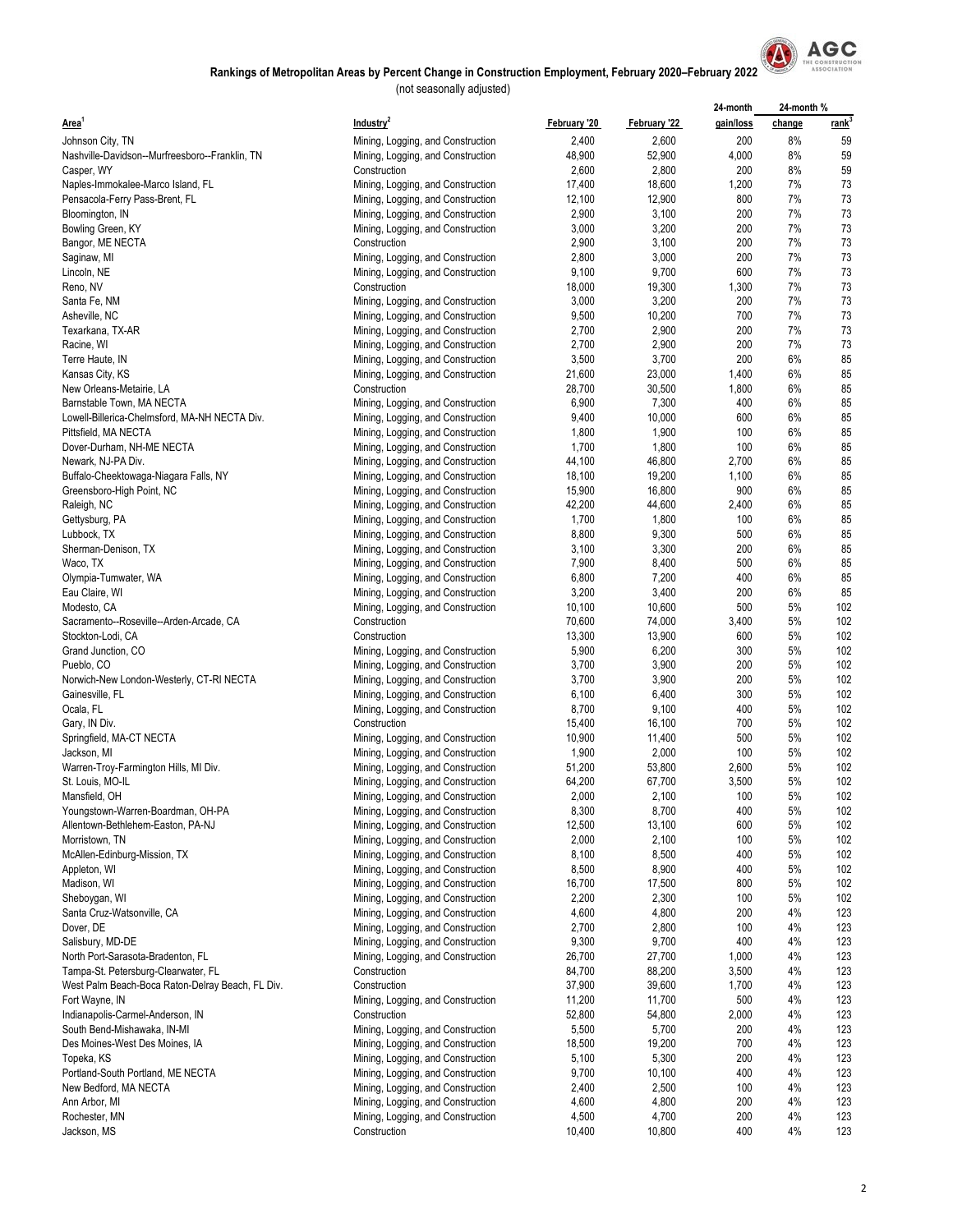# Rankings of Metropolitan Areas by Percent Change in Construction Employment, February 2020–February 2022

(not seasonally adjusted)

| Area[1] | Industry[2] | February '20 | February '22 | 24-month gain/loss | 24-month % change | 24-month % rank[3] |
|---|---|---|---|---|---|---|
| Johnson City, TN | Mining, Logging, and Construction | 2,400 | 2,600 | 200 | 8% | 59 |
| Nashville-Davidson--Murfreesboro--Franklin, TN | Mining, Logging, and Construction | 48,900 | 52,900 | 4,000 | 8% | 59 |
| Casper, WY | Construction | 2,600 | 2,800 | 200 | 8% | 59 |
| Naples-Immokalee-Marco Island, FL | Mining, Logging, and Construction | 17,400 | 18,600 | 1,200 | 7% | 73 |
| Pensacola-Ferry Pass-Brent, FL | Mining, Logging, and Construction | 12,100 | 12,900 | 800 | 7% | 73 |
| Bloomington, IN | Mining, Logging, and Construction | 2,900 | 3,100 | 200 | 7% | 73 |
| Bowling Green, KY | Mining, Logging, and Construction | 3,000 | 3,200 | 200 | 7% | 73 |
| Bangor, ME NECTA | Construction | 2,900 | 3,100 | 200 | 7% | 73 |
| Saginaw, MI | Mining, Logging, and Construction | 2,800 | 3,000 | 200 | 7% | 73 |
| Lincoln, NE | Mining, Logging, and Construction | 9,100 | 9,700 | 600 | 7% | 73 |
| Reno, NV | Construction | 18,000 | 19,300 | 1,300 | 7% | 73 |
| Santa Fe, NM | Mining, Logging, and Construction | 3,000 | 3,200 | 200 | 7% | 73 |
| Asheville, NC | Mining, Logging, and Construction | 9,500 | 10,200 | 700 | 7% | 73 |
| Texarkana, TX-AR | Mining, Logging, and Construction | 2,700 | 2,900 | 200 | 7% | 73 |
| Racine, WI | Mining, Logging, and Construction | 2,700 | 2,900 | 200 | 7% | 73 |
| Terre Haute, IN | Mining, Logging, and Construction | 3,500 | 3,700 | 200 | 6% | 85 |
| Kansas City, KS | Mining, Logging, and Construction | 21,600 | 23,000 | 1,400 | 6% | 85 |
| New Orleans-Metairie, LA | Construction | 28,700 | 30,500 | 1,800 | 6% | 85 |
| Barnstable Town, MA NECTA | Mining, Logging, and Construction | 6,900 | 7,300 | 400 | 6% | 85 |
| Lowell-Billerica-Chelmsford, MA-NH NECTA Div. | Mining, Logging, and Construction | 9,400 | 10,000 | 600 | 6% | 85 |
| Pittsfield, MA NECTA | Mining, Logging, and Construction | 1,800 | 1,900 | 100 | 6% | 85 |
| Dover-Durham, NH-ME NECTA | Mining, Logging, and Construction | 1,700 | 1,800 | 100 | 6% | 85 |
| Newark, NJ-PA Div. | Mining, Logging, and Construction | 44,100 | 46,800 | 2,700 | 6% | 85 |
| Buffalo-Cheektowaga-Niagara Falls, NY | Mining, Logging, and Construction | 18,100 | 19,200 | 1,100 | 6% | 85 |
| Greensboro-High Point, NC | Mining, Logging, and Construction | 15,900 | 16,800 | 900 | 6% | 85 |
| Raleigh, NC | Mining, Logging, and Construction | 42,200 | 44,600 | 2,400 | 6% | 85 |
| Gettysburg, PA | Mining, Logging, and Construction | 1,700 | 1,800 | 100 | 6% | 85 |
| Lubbock, TX | Mining, Logging, and Construction | 8,800 | 9,300 | 500 | 6% | 85 |
| Sherman-Denison, TX | Mining, Logging, and Construction | 3,100 | 3,300 | 200 | 6% | 85 |
| Waco, TX | Mining, Logging, and Construction | 7,900 | 8,400 | 500 | 6% | 85 |
| Olympia-Tumwater, WA | Mining, Logging, and Construction | 6,800 | 7,200 | 400 | 6% | 85 |
| Eau Claire, WI | Mining, Logging, and Construction | 3,200 | 3,400 | 200 | 6% | 85 |
| Modesto, CA | Mining, Logging, and Construction | 10,100 | 10,600 | 500 | 5% | 102 |
| Sacramento--Roseville--Arden-Arcade, CA | Construction | 70,600 | 74,000 | 3,400 | 5% | 102 |
| Stockton-Lodi, CA | Construction | 13,300 | 13,900 | 600 | 5% | 102 |
| Grand Junction, CO | Mining, Logging, and Construction | 5,900 | 6,200 | 300 | 5% | 102 |
| Pueblo, CO | Mining, Logging, and Construction | 3,700 | 3,900 | 200 | 5% | 102 |
| Norwich-New London-Westerly, CT-RI NECTA | Mining, Logging, and Construction | 3,700 | 3,900 | 200 | 5% | 102 |
| Gainesville, FL | Mining, Logging, and Construction | 6,100 | 6,400 | 300 | 5% | 102 |
| Ocala, FL | Mining, Logging, and Construction | 8,700 | 9,100 | 400 | 5% | 102 |
| Gary, IN Div. | Construction | 15,400 | 16,100 | 700 | 5% | 102 |
| Springfield, MA-CT NECTA | Mining, Logging, and Construction | 10,900 | 11,400 | 500 | 5% | 102 |
| Jackson, MI | Mining, Logging, and Construction | 1,900 | 2,000 | 100 | 5% | 102 |
| Warren-Troy-Farmington Hills, MI Div. | Mining, Logging, and Construction | 51,200 | 53,800 | 2,600 | 5% | 102 |
| St. Louis, MO-IL | Mining, Logging, and Construction | 64,200 | 67,700 | 3,500 | 5% | 102 |
| Mansfield, OH | Mining, Logging, and Construction | 2,000 | 2,100 | 100 | 5% | 102 |
| Youngstown-Warren-Boardman, OH-PA | Mining, Logging, and Construction | 8,300 | 8,700 | 400 | 5% | 102 |
| Allentown-Bethlehem-Easton, PA-NJ | Mining, Logging, and Construction | 12,500 | 13,100 | 600 | 5% | 102 |
| Morristown, TN | Mining, Logging, and Construction | 2,000 | 2,100 | 100 | 5% | 102 |
| McAllen-Edinburg-Mission, TX | Mining, Logging, and Construction | 8,100 | 8,500 | 400 | 5% | 102 |
| Appleton, WI | Mining, Logging, and Construction | 8,500 | 8,900 | 400 | 5% | 102 |
| Madison, WI | Mining, Logging, and Construction | 16,700 | 17,500 | 800 | 5% | 102 |
| Sheboygan, WI | Mining, Logging, and Construction | 2,200 | 2,300 | 100 | 5% | 102 |
| Santa Cruz-Watsonville, CA | Mining, Logging, and Construction | 4,600 | 4,800 | 200 | 4% | 123 |
| Dover, DE | Mining, Logging, and Construction | 2,700 | 2,800 | 100 | 4% | 123 |
| Salisbury, MD-DE | Mining, Logging, and Construction | 9,300 | 9,700 | 400 | 4% | 123 |
| North Port-Sarasota-Bradenton, FL | Mining, Logging, and Construction | 26,700 | 27,700 | 1,000 | 4% | 123 |
| Tampa-St. Petersburg-Clearwater, FL | Construction | 84,700 | 88,200 | 3,500 | 4% | 123 |
| West Palm Beach-Boca Raton-Delray Beach, FL Div. | Construction | 37,900 | 39,600 | 1,700 | 4% | 123 |
| Fort Wayne, IN | Mining, Logging, and Construction | 11,200 | 11,700 | 500 | 4% | 123 |
| Indianapolis-Carmel-Anderson, IN | Construction | 52,800 | 54,800 | 2,000 | 4% | 123 |
| South Bend-Mishawaka, IN-MI | Mining, Logging, and Construction | 5,500 | 5,700 | 200 | 4% | 123 |
| Des Moines-West Des Moines, IA | Mining, Logging, and Construction | 18,500 | 19,200 | 700 | 4% | 123 |
| Topeka, KS | Mining, Logging, and Construction | 5,100 | 5,300 | 200 | 4% | 123 |
| Portland-South Portland, ME NECTA | Mining, Logging, and Construction | 9,700 | 10,100 | 400 | 4% | 123 |
| New Bedford, MA NECTA | Mining, Logging, and Construction | 2,400 | 2,500 | 100 | 4% | 123 |
| Ann Arbor, MI | Mining, Logging, and Construction | 4,600 | 4,800 | 200 | 4% | 123 |
| Rochester, MN | Mining, Logging, and Construction | 4,500 | 4,700 | 200 | 4% | 123 |
| Jackson, MS | Construction | 10,400 | 10,800 | 400 | 4% | 123 |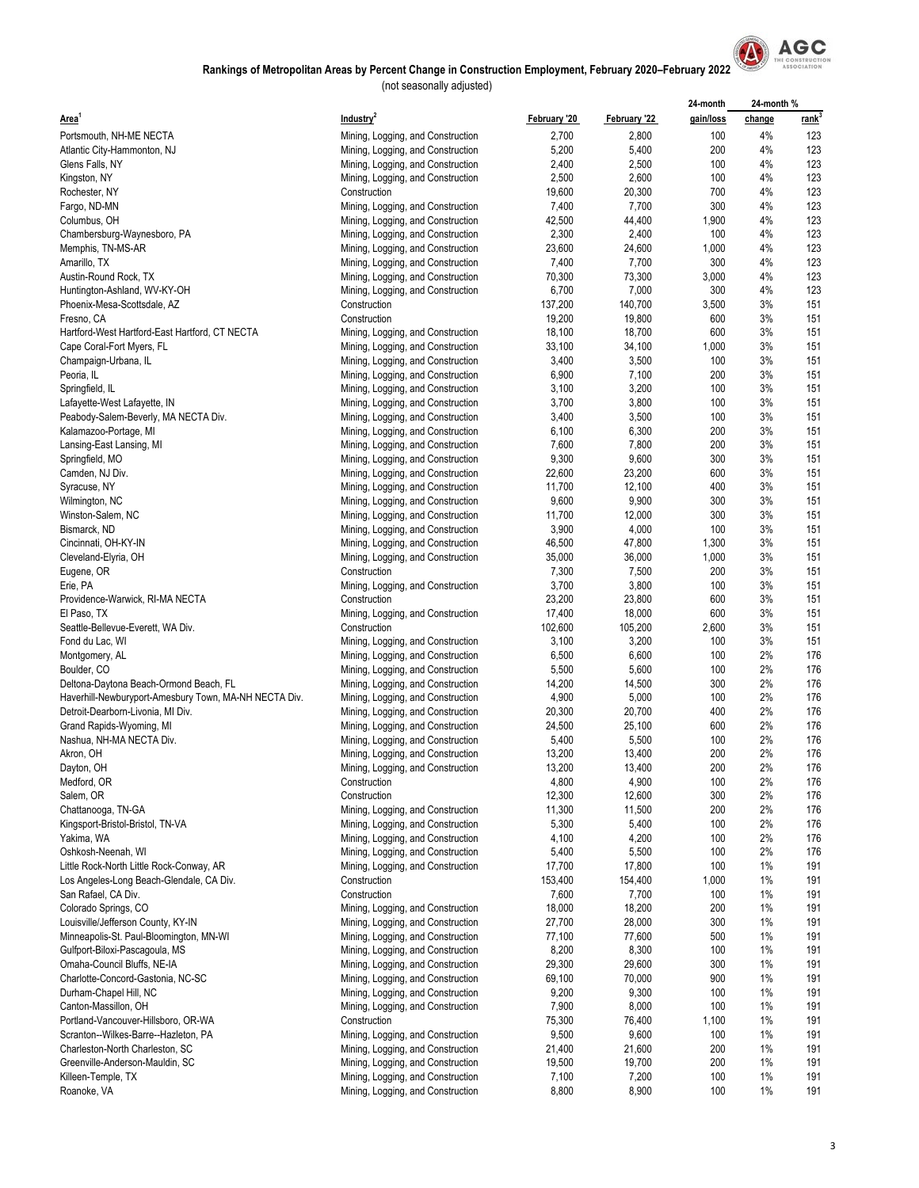**Rankings of Metropolitan Areas by Percent Change in Construction Employment, February 2020–February 2022**

(not seasonally adjusted)

| Area[1] | Industry[2] | February '20 | February '22 | 24-month gain/loss | 24-month % change | 24-month % rank[3] |
|---|---|---|---|---|---|---|
| Portsmouth, NH-ME NECTA | Mining, Logging, and Construction | 2,700 | 2,800 | 100 | 4% | 123 |
| Atlantic City-Hammonton, NJ | Mining, Logging, and Construction | 5,200 | 5,400 | 200 | 4% | 123 |
| Glens Falls, NY | Mining, Logging, and Construction | 2,400 | 2,500 | 100 | 4% | 123 |
| Kingston, NY | Mining, Logging, and Construction | 2,500 | 2,600 | 100 | 4% | 123 |
| Rochester, NY | Construction | 19,600 | 20,300 | 700 | 4% | 123 |
| Fargo, ND-MN | Mining, Logging, and Construction | 7,400 | 7,700 | 300 | 4% | 123 |
| Columbus, OH | Mining, Logging, and Construction | 42,500 | 44,400 | 1,900 | 4% | 123 |
| Chambersburg-Waynesboro, PA | Mining, Logging, and Construction | 2,300 | 2,400 | 100 | 4% | 123 |
| Memphis, TN-MS-AR | Mining, Logging, and Construction | 23,600 | 24,600 | 1,000 | 4% | 123 |
| Amarillo, TX | Mining, Logging, and Construction | 7,400 | 7,700 | 300 | 4% | 123 |
| Austin-Round Rock, TX | Mining, Logging, and Construction | 70,300 | 73,300 | 3,000 | 4% | 123 |
| Huntington-Ashland, WV-KY-OH | Mining, Logging, and Construction | 6,700 | 7,000 | 300 | 4% | 123 |
| Phoenix-Mesa-Scottsdale, AZ | Construction | 137,200 | 140,700 | 3,500 | 3% | 151 |
| Fresno, CA | Construction | 19,200 | 19,800 | 600 | 3% | 151 |
| Hartford-West Hartford-East Hartford, CT NECTA | Mining, Logging, and Construction | 18,100 | 18,700 | 600 | 3% | 151 |
| Cape Coral-Fort Myers, FL | Mining, Logging, and Construction | 33,100 | 34,100 | 1,000 | 3% | 151 |
| Champaign-Urbana, IL | Mining, Logging, and Construction | 3,400 | 3,500 | 100 | 3% | 151 |
| Peoria, IL | Mining, Logging, and Construction | 6,900 | 7,100 | 200 | 3% | 151 |
| Springfield, IL | Mining, Logging, and Construction | 3,100 | 3,200 | 100 | 3% | 151 |
| Lafayette-West Lafayette, IN | Mining, Logging, and Construction | 3,700 | 3,800 | 100 | 3% | 151 |
| Peabody-Salem-Beverly, MA NECTA Div. | Mining, Logging, and Construction | 3,400 | 3,500 | 100 | 3% | 151 |
| Kalamazoo-Portage, MI | Mining, Logging, and Construction | 6,100 | 6,300 | 200 | 3% | 151 |
| Lansing-East Lansing, MI | Mining, Logging, and Construction | 7,600 | 7,800 | 200 | 3% | 151 |
| Springfield, MO | Mining, Logging, and Construction | 9,300 | 9,600 | 300 | 3% | 151 |
| Camden, NJ Div. | Mining, Logging, and Construction | 22,600 | 23,200 | 600 | 3% | 151 |
| Syracuse, NY | Mining, Logging, and Construction | 11,700 | 12,100 | 400 | 3% | 151 |
| Wilmington, NC | Mining, Logging, and Construction | 9,600 | 9,900 | 300 | 3% | 151 |
| Winston-Salem, NC | Mining, Logging, and Construction | 11,700 | 12,000 | 300 | 3% | 151 |
| Bismarck, ND | Mining, Logging, and Construction | 3,900 | 4,000 | 100 | 3% | 151 |
| Cincinnati, OH-KY-IN | Mining, Logging, and Construction | 46,500 | 47,800 | 1,300 | 3% | 151 |
| Cleveland-Elyria, OH | Mining, Logging, and Construction | 35,000 | 36,000 | 1,000 | 3% | 151 |
| Eugene, OR | Construction | 7,300 | 7,500 | 200 | 3% | 151 |
| Erie, PA | Mining, Logging, and Construction | 3,700 | 3,800 | 100 | 3% | 151 |
| Providence-Warwick, RI-MA NECTA | Construction | 23,200 | 23,800 | 600 | 3% | 151 |
| El Paso, TX | Mining, Logging, and Construction | 17,400 | 18,000 | 600 | 3% | 151 |
| Seattle-Bellevue-Everett, WA Div. | Construction | 102,600 | 105,200 | 2,600 | 3% | 151 |
| Fond du Lac, WI | Mining, Logging, and Construction | 3,100 | 3,200 | 100 | 3% | 151 |
| Montgomery, AL | Mining, Logging, and Construction | 6,500 | 6,600 | 100 | 2% | 176 |
| Boulder, CO | Mining, Logging, and Construction | 5,500 | 5,600 | 100 | 2% | 176 |
| Deltona-Daytona Beach-Ormond Beach, FL | Mining, Logging, and Construction | 14,200 | 14,500 | 300 | 2% | 176 |
| Haverhill-Newburyport-Amesbury Town, MA-NH NECTA Div. | Mining, Logging, and Construction | 4,900 | 5,000 | 100 | 2% | 176 |
| Detroit-Dearborn-Livonia, MI Div. | Mining, Logging, and Construction | 20,300 | 20,700 | 400 | 2% | 176 |
| Grand Rapids-Wyoming, MI | Mining, Logging, and Construction | 24,500 | 25,100 | 600 | 2% | 176 |
| Nashua, NH-MA NECTA Div. | Mining, Logging, and Construction | 5,400 | 5,500 | 100 | 2% | 176 |
| Akron, OH | Mining, Logging, and Construction | 13,200 | 13,400 | 200 | 2% | 176 |
| Dayton, OH | Mining, Logging, and Construction | 13,200 | 13,400 | 200 | 2% | 176 |
| Medford, OR | Construction | 4,800 | 4,900 | 100 | 2% | 176 |
| Salem, OR | Construction | 12,300 | 12,600 | 300 | 2% | 176 |
| Chattanooga, TN-GA | Mining, Logging, and Construction | 11,300 | 11,500 | 200 | 2% | 176 |
| Kingsport-Bristol-Bristol, TN-VA | Mining, Logging, and Construction | 5,300 | 5,400 | 100 | 2% | 176 |
| Yakima, WA | Mining, Logging, and Construction | 4,100 | 4,200 | 100 | 2% | 176 |
| Oshkosh-Neenah, WI | Mining, Logging, and Construction | 5,400 | 5,500 | 100 | 2% | 176 |
| Little Rock-North Little Rock-Conway, AR | Mining, Logging, and Construction | 17,700 | 17,800 | 100 | 1% | 191 |
| Los Angeles-Long Beach-Glendale, CA Div. | Construction | 153,400 | 154,400 | 1,000 | 1% | 191 |
| San Rafael, CA Div. | Construction | 7,600 | 7,700 | 100 | 1% | 191 |
| Colorado Springs, CO | Mining, Logging, and Construction | 18,000 | 18,200 | 200 | 1% | 191 |
| Louisville/Jefferson County, KY-IN | Mining, Logging, and Construction | 27,700 | 28,000 | 300 | 1% | 191 |
| Minneapolis-St. Paul-Bloomington, MN-WI | Mining, Logging, and Construction | 77,100 | 77,600 | 500 | 1% | 191 |
| Gulfport-Biloxi-Pascagoula, MS | Mining, Logging, and Construction | 8,200 | 8,300 | 100 | 1% | 191 |
| Omaha-Council Bluffs, NE-IA | Mining, Logging, and Construction | 29,300 | 29,600 | 300 | 1% | 191 |
| Charlotte-Concord-Gastonia, NC-SC | Mining, Logging, and Construction | 69,100 | 70,000 | 900 | 1% | 191 |
| Durham-Chapel Hill, NC | Mining, Logging, and Construction | 9,200 | 9,300 | 100 | 1% | 191 |
| Canton-Massillon, OH | Mining, Logging, and Construction | 7,900 | 8,000 | 100 | 1% | 191 |
| Portland-Vancouver-Hillsboro, OR-WA | Construction | 75,300 | 76,400 | 1,100 | 1% | 191 |
| Scranton--Wilkes-Barre--Hazleton, PA | Mining, Logging, and Construction | 9,500 | 9,600 | 100 | 1% | 191 |
| Charleston-North Charleston, SC | Mining, Logging, and Construction | 21,400 | 21,600 | 200 | 1% | 191 |
| Greenville-Anderson-Mauldin, SC | Mining, Logging, and Construction | 19,500 | 19,700 | 200 | 1% | 191 |
| Killeen-Temple, TX | Mining, Logging, and Construction | 7,100 | 7,200 | 100 | 1% | 191 |
| Roanoke, VA | Mining, Logging, and Construction | 8,800 | 8,900 | 100 | 1% | 191 |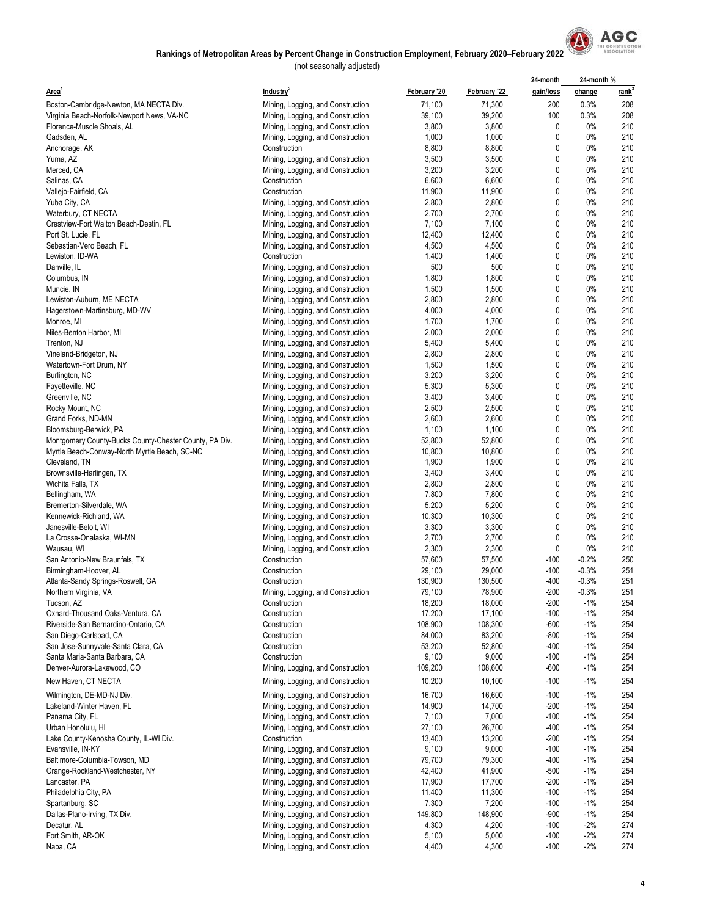## Rankings of Metropolitan Areas by Percent Change in Construction Employment, February 2020–February 2022

(not seasonally adjusted)

| Area[1] | Industry[2] | February '20 | February '22 | 24-month gain/loss | 24-month % change | rank[3] |
|---|---|---|---|---|---|---|
| Boston-Cambridge-Newton, MA NECTA Div. | Mining, Logging, and Construction | 71,100 | 71,300 | 200 | 0.3% | 208 |
| Virginia Beach-Norfolk-Newport News, VA-NC | Mining, Logging, and Construction | 39,100 | 39,200 | 100 | 0.3% | 208 |
| Florence-Muscle Shoals, AL | Mining, Logging, and Construction | 3,800 | 3,800 | 0 | 0% | 210 |
| Gadsden, AL | Mining, Logging, and Construction | 1,000 | 1,000 | 0 | 0% | 210 |
| Anchorage, AK | Construction | 8,800 | 8,800 | 0 | 0% | 210 |
| Yuma, AZ | Mining, Logging, and Construction | 3,500 | 3,500 | 0 | 0% | 210 |
| Merced, CA | Mining, Logging, and Construction | 3,200 | 3,200 | 0 | 0% | 210 |
| Salinas, CA | Construction | 6,600 | 6,600 | 0 | 0% | 210 |
| Vallejo-Fairfield, CA | Construction | 11,900 | 11,900 | 0 | 0% | 210 |
| Yuba City, CA | Mining, Logging, and Construction | 2,800 | 2,800 | 0 | 0% | 210 |
| Waterbury, CT NECTA | Mining, Logging, and Construction | 2,700 | 2,700 | 0 | 0% | 210 |
| Crestview-Fort Walton Beach-Destin, FL | Mining, Logging, and Construction | 7,100 | 7,100 | 0 | 0% | 210 |
| Port St. Lucie, FL | Mining, Logging, and Construction | 12,400 | 12,400 | 0 | 0% | 210 |
| Sebastian-Vero Beach, FL | Mining, Logging, and Construction | 4,500 | 4,500 | 0 | 0% | 210 |
| Lewiston, ID-WA | Construction | 1,400 | 1,400 | 0 | 0% | 210 |
| Danville, IL | Mining, Logging, and Construction | 500 | 500 | 0 | 0% | 210 |
| Columbus, IN | Mining, Logging, and Construction | 1,800 | 1,800 | 0 | 0% | 210 |
| Muncie, IN | Mining, Logging, and Construction | 1,500 | 1,500 | 0 | 0% | 210 |
| Lewiston-Auburn, ME NECTA | Mining, Logging, and Construction | 2,800 | 2,800 | 0 | 0% | 210 |
| Hagerstown-Martinsburg, MD-WV | Mining, Logging, and Construction | 4,000 | 4,000 | 0 | 0% | 210 |
| Monroe, MI | Mining, Logging, and Construction | 1,700 | 1,700 | 0 | 0% | 210 |
| Niles-Benton Harbor, MI | Mining, Logging, and Construction | 2,000 | 2,000 | 0 | 0% | 210 |
| Trenton, NJ | Mining, Logging, and Construction | 5,400 | 5,400 | 0 | 0% | 210 |
| Vineland-Bridgeton, NJ | Mining, Logging, and Construction | 2,800 | 2,800 | 0 | 0% | 210 |
| Watertown-Fort Drum, NY | Mining, Logging, and Construction | 1,500 | 1,500 | 0 | 0% | 210 |
| Burlington, NC | Mining, Logging, and Construction | 3,200 | 3,200 | 0 | 0% | 210 |
| Fayetteville, NC | Mining, Logging, and Construction | 5,300 | 5,300 | 0 | 0% | 210 |
| Greenville, NC | Mining, Logging, and Construction | 3,400 | 3,400 | 0 | 0% | 210 |
| Rocky Mount, NC | Mining, Logging, and Construction | 2,500 | 2,500 | 0 | 0% | 210 |
| Grand Forks, ND-MN | Mining, Logging, and Construction | 2,600 | 2,600 | 0 | 0% | 210 |
| Bloomsburg-Berwick, PA | Mining, Logging, and Construction | 1,100 | 1,100 | 0 | 0% | 210 |
| Montgomery County-Bucks County-Chester County, PA Div. | Mining, Logging, and Construction | 52,800 | 52,800 | 0 | 0% | 210 |
| Myrtle Beach-Conway-North Myrtle Beach, SC-NC | Mining, Logging, and Construction | 10,800 | 10,800 | 0 | 0% | 210 |
| Cleveland, TN | Mining, Logging, and Construction | 1,900 | 1,900 | 0 | 0% | 210 |
| Brownsville-Harlingen, TX | Mining, Logging, and Construction | 3,400 | 3,400 | 0 | 0% | 210 |
| Wichita Falls, TX | Mining, Logging, and Construction | 2,800 | 2,800 | 0 | 0% | 210 |
| Bellingham, WA | Mining, Logging, and Construction | 7,800 | 7,800 | 0 | 0% | 210 |
| Bremerton-Silverdale, WA | Mining, Logging, and Construction | 5,200 | 5,200 | 0 | 0% | 210 |
| Kennewick-Richland, WA | Mining, Logging, and Construction | 10,300 | 10,300 | 0 | 0% | 210 |
| Janesville-Beloit, WI | Mining, Logging, and Construction | 3,300 | 3,300 | 0 | 0% | 210 |
| La Crosse-Onalaska, WI-MN | Mining, Logging, and Construction | 2,700 | 2,700 | 0 | 0% | 210 |
| Wausau, WI | Mining, Logging, and Construction | 2,300 | 2,300 | 0 | 0% | 210 |
| San Antonio-New Braunfels, TX | Construction | 57,600 | 57,500 | -100 | -0.2% | 250 |
| Birmingham-Hoover, AL | Construction | 29,100 | 29,000 | -100 | -0.3% | 251 |
| Atlanta-Sandy Springs-Roswell, GA | Construction | 130,900 | 130,500 | -400 | -0.3% | 251 |
| Northern Virginia, VA | Mining, Logging, and Construction | 79,100 | 78,900 | -200 | -0.3% | 251 |
| Tucson, AZ | Construction | 18,200 | 18,000 | -200 | -1% | 254 |
| Oxnard-Thousand Oaks-Ventura, CA | Construction | 17,200 | 17,100 | -100 | -1% | 254 |
| Riverside-San Bernardino-Ontario, CA | Construction | 108,900 | 108,300 | -600 | -1% | 254 |
| San Diego-Carlsbad, CA | Construction | 84,000 | 83,200 | -800 | -1% | 254 |
| San Jose-Sunnyvale-Santa Clara, CA | Construction | 53,200 | 52,800 | -400 | -1% | 254 |
| Santa Maria-Santa Barbara, CA | Construction | 9,100 | 9,000 | -100 | -1% | 254 |
| Denver-Aurora-Lakewood, CO | Mining, Logging, and Construction | 109,200 | 108,600 | -600 | -1% | 254 |
| New Haven, CT NECTA | Mining, Logging, and Construction | 10,200 | 10,100 | -100 | -1% | 254 |
| Wilmington, DE-MD-NJ Div. | Mining, Logging, and Construction | 16,700 | 16,600 | -100 | -1% | 254 |
| Lakeland-Winter Haven, FL | Mining, Logging, and Construction | 14,900 | 14,700 | -200 | -1% | 254 |
| Panama City, FL | Mining, Logging, and Construction | 7,100 | 7,000 | -100 | -1% | 254 |
| Urban Honolulu, HI | Mining, Logging, and Construction | 27,100 | 26,700 | -400 | -1% | 254 |
| Lake County-Kenosha County, IL-WI Div. | Construction | 13,400 | 13,200 | -200 | -1% | 254 |
| Evansville, IN-KY | Mining, Logging, and Construction | 9,100 | 9,000 | -100 | -1% | 254 |
| Baltimore-Columbia-Towson, MD | Mining, Logging, and Construction | 79,700 | 79,300 | -400 | -1% | 254 |
| Orange-Rockland-Westchester, NY | Mining, Logging, and Construction | 42,400 | 41,900 | -500 | -1% | 254 |
| Lancaster, PA | Mining, Logging, and Construction | 17,900 | 17,700 | -200 | -1% | 254 |
| Philadelphia City, PA | Mining, Logging, and Construction | 11,400 | 11,300 | -100 | -1% | 254 |
| Spartanburg, SC | Mining, Logging, and Construction | 7,300 | 7,200 | -100 | -1% | 254 |
| Dallas-Plano-Irving, TX Div. | Mining, Logging, and Construction | 149,800 | 148,900 | -900 | -1% | 254 |
| Decatur, AL | Mining, Logging, and Construction | 4,300 | 4,200 | -100 | -2% | 274 |
| Fort Smith, AR-OK | Mining, Logging, and Construction | 5,100 | 5,000 | -100 | -2% | 274 |
| Napa, CA | Mining, Logging, and Construction | 4,400 | 4,300 | -100 | -2% | 274 |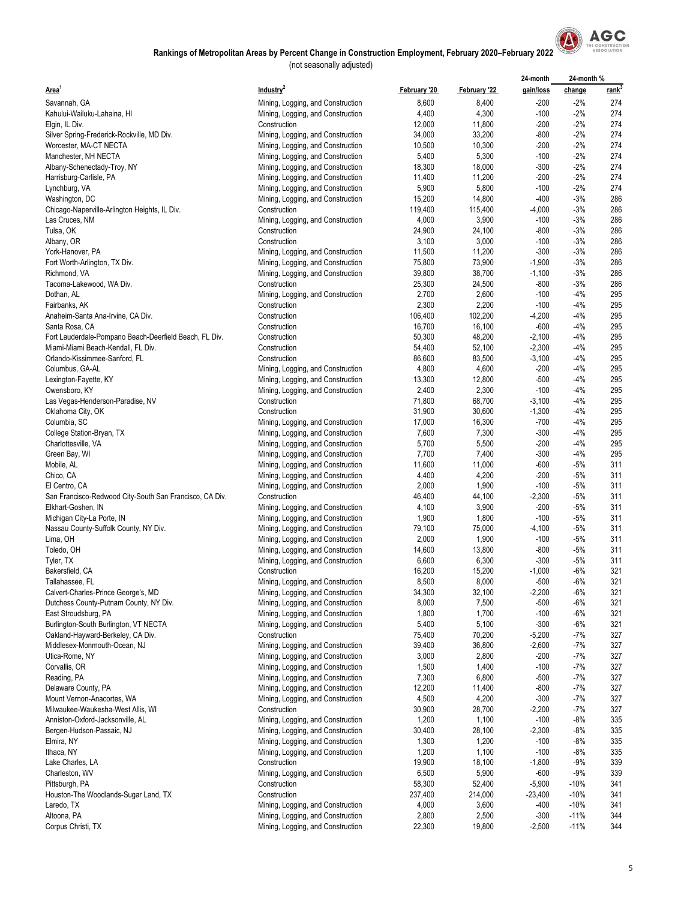## Rankings of Metropolitan Areas by Percent Change in Construction Employment, February 2020–February 2022

(not seasonally adjusted)

| Area[1] | Industry[2] | February '20 | February '22 | 24-month gain/loss | 24-month % change | 24-month % rank[3] |
|---|---|---|---|---|---|---|
| Savannah, GA | Mining, Logging, and Construction | 8,600 | 8,400 | -200 | -2% | 274 |
| Kahului-Wailuku-Lahaina, HI | Mining, Logging, and Construction | 4,400 | 4,300 | -100 | -2% | 274 |
| Elgin, IL Div. | Construction | 12,000 | 11,800 | -200 | -2% | 274 |
| Silver Spring-Frederick-Rockville, MD Div. | Mining, Logging, and Construction | 34,000 | 33,200 | -800 | -2% | 274 |
| Worcester, MA-CT NECTA | Mining, Logging, and Construction | 10,500 | 10,300 | -200 | -2% | 274 |
| Manchester, NH NECTA | Mining, Logging, and Construction | 5,400 | 5,300 | -100 | -2% | 274 |
| Albany-Schenectady-Troy, NY | Mining, Logging, and Construction | 18,300 | 18,000 | -300 | -2% | 274 |
| Harrisburg-Carlisle, PA | Mining, Logging, and Construction | 11,400 | 11,200 | -200 | -2% | 274 |
| Lynchburg, VA | Mining, Logging, and Construction | 5,900 | 5,800 | -100 | -2% | 274 |
| Washington, DC | Mining, Logging, and Construction | 15,200 | 14,800 | -400 | -3% | 286 |
| Chicago-Naperville-Arlington Heights, IL Div. | Construction | 119,400 | 115,400 | -4,000 | -3% | 286 |
| Las Cruces, NM | Mining, Logging, and Construction | 4,000 | 3,900 | -100 | -3% | 286 |
| Tulsa, OK | Construction | 24,900 | 24,100 | -800 | -3% | 286 |
| Albany, OR | Construction | 3,100 | 3,000 | -100 | -3% | 286 |
| York-Hanover, PA | Mining, Logging, and Construction | 11,500 | 11,200 | -300 | -3% | 286 |
| Fort Worth-Arlington, TX Div. | Mining, Logging, and Construction | 75,800 | 73,900 | -1,900 | -3% | 286 |
| Richmond, VA | Mining, Logging, and Construction | 39,800 | 38,700 | -1,100 | -3% | 286 |
| Tacoma-Lakewood, WA Div. | Construction | 25,300 | 24,500 | -800 | -3% | 286 |
| Dothan, AL | Mining, Logging, and Construction | 2,700 | 2,600 | -100 | -4% | 295 |
| Fairbanks, AK | Construction | 2,300 | 2,200 | -100 | -4% | 295 |
| Anaheim-Santa Ana-Irvine, CA Div. | Construction | 106,400 | 102,200 | -4,200 | -4% | 295 |
| Santa Rosa, CA | Construction | 16,700 | 16,100 | -600 | -4% | 295 |
| Fort Lauderdale-Pompano Beach-Deerfield Beach, FL Div. | Construction | 50,300 | 48,200 | -2,100 | -4% | 295 |
| Miami-Miami Beach-Kendall, FL Div. | Construction | 54,400 | 52,100 | -2,300 | -4% | 295 |
| Orlando-Kissimmee-Sanford, FL | Construction | 86,600 | 83,500 | -3,100 | -4% | 295 |
| Columbus, GA-AL | Mining, Logging, and Construction | 4,800 | 4,600 | -200 | -4% | 295 |
| Lexington-Fayette, KY | Mining, Logging, and Construction | 13,300 | 12,800 | -500 | -4% | 295 |
| Owensboro, KY | Mining, Logging, and Construction | 2,400 | 2,300 | -100 | -4% | 295 |
| Las Vegas-Henderson-Paradise, NV | Construction | 71,800 | 68,700 | -3,100 | -4% | 295 |
| Oklahoma City, OK | Construction | 31,900 | 30,600 | -1,300 | -4% | 295 |
| Columbia, SC | Mining, Logging, and Construction | 17,000 | 16,300 | -700 | -4% | 295 |
| College Station-Bryan, TX | Mining, Logging, and Construction | 7,600 | 7,300 | -300 | -4% | 295 |
| Charlottesville, VA | Mining, Logging, and Construction | 5,700 | 5,500 | -200 | -4% | 295 |
| Green Bay, WI | Mining, Logging, and Construction | 7,700 | 7,400 | -300 | -4% | 295 |
| Mobile, AL | Mining, Logging, and Construction | 11,600 | 11,000 | -600 | -5% | 311 |
| Chico, CA | Mining, Logging, and Construction | 4,400 | 4,200 | -200 | -5% | 311 |
| El Centro, CA | Mining, Logging, and Construction | 2,000 | 1,900 | -100 | -5% | 311 |
| San Francisco-Redwood City-South San Francisco, CA Div. | Construction | 46,400 | 44,100 | -2,300 | -5% | 311 |
| Elkhart-Goshen, IN | Mining, Logging, and Construction | 4,100 | 3,900 | -200 | -5% | 311 |
| Michigan City-La Porte, IN | Mining, Logging, and Construction | 1,900 | 1,800 | -100 | -5% | 311 |
| Nassau County-Suffolk County, NY Div. | Mining, Logging, and Construction | 79,100 | 75,000 | -4,100 | -5% | 311 |
| Lima, OH | Mining, Logging, and Construction | 2,000 | 1,900 | -100 | -5% | 311 |
| Toledo, OH | Mining, Logging, and Construction | 14,600 | 13,800 | -800 | -5% | 311 |
| Tyler, TX | Mining, Logging, and Construction | 6,600 | 6,300 | -300 | -5% | 311 |
| Bakersfield, CA | Construction | 16,200 | 15,200 | -1,000 | -6% | 321 |
| Tallahassee, FL | Mining, Logging, and Construction | 8,500 | 8,000 | -500 | -6% | 321 |
| Calvert-Charles-Prince George's, MD | Mining, Logging, and Construction | 34,300 | 32,100 | -2,200 | -6% | 321 |
| Dutchess County-Putnam County, NY Div. | Mining, Logging, and Construction | 8,000 | 7,500 | -500 | -6% | 321 |
| East Stroudsburg, PA | Mining, Logging, and Construction | 1,800 | 1,700 | -100 | -6% | 321 |
| Burlington-South Burlington, VT NECTA | Mining, Logging, and Construction | 5,400 | 5,100 | -300 | -6% | 321 |
| Oakland-Hayward-Berkeley, CA Div. | Construction | 75,400 | 70,200 | -5,200 | -7% | 327 |
| Middlesex-Monmouth-Ocean, NJ | Mining, Logging, and Construction | 39,400 | 36,800 | -2,600 | -7% | 327 |
| Utica-Rome, NY | Mining, Logging, and Construction | 3,000 | 2,800 | -200 | -7% | 327 |
| Corvallis, OR | Mining, Logging, and Construction | 1,500 | 1,400 | -100 | -7% | 327 |
| Reading, PA | Mining, Logging, and Construction | 7,300 | 6,800 | -500 | -7% | 327 |
| Delaware County, PA | Mining, Logging, and Construction | 12,200 | 11,400 | -800 | -7% | 327 |
| Mount Vernon-Anacortes, WA | Mining, Logging, and Construction | 4,500 | 4,200 | -300 | -7% | 327 |
| Milwaukee-Waukesha-West Allis, WI | Construction | 30,900 | 28,700 | -2,200 | -7% | 327 |
| Anniston-Oxford-Jacksonville, AL | Mining, Logging, and Construction | 1,200 | 1,100 | -100 | -8% | 335 |
| Bergen-Hudson-Passaic, NJ | Mining, Logging, and Construction | 30,400 | 28,100 | -2,300 | -8% | 335 |
| Elmira, NY | Mining, Logging, and Construction | 1,300 | 1,200 | -100 | -8% | 335 |
| Ithaca, NY | Mining, Logging, and Construction | 1,200 | 1,100 | -100 | -8% | 335 |
| Lake Charles, LA | Construction | 19,900 | 18,100 | -1,800 | -9% | 339 |
| Charleston, WV | Mining, Logging, and Construction | 6,500 | 5,900 | -600 | -9% | 339 |
| Pittsburgh, PA | Construction | 58,300 | 52,400 | -5,900 | -10% | 341 |
| Houston-The Woodlands-Sugar Land, TX | Construction | 237,400 | 214,000 | -23,400 | -10% | 341 |
| Laredo, TX | Mining, Logging, and Construction | 4,000 | 3,600 | -400 | -10% | 341 |
| Altoona, PA | Mining, Logging, and Construction | 2,800 | 2,500 | -300 | -11% | 344 |
| Corpus Christi, TX | Mining, Logging, and Construction | 22,300 | 19,800 | -2,500 | -11% | 344 |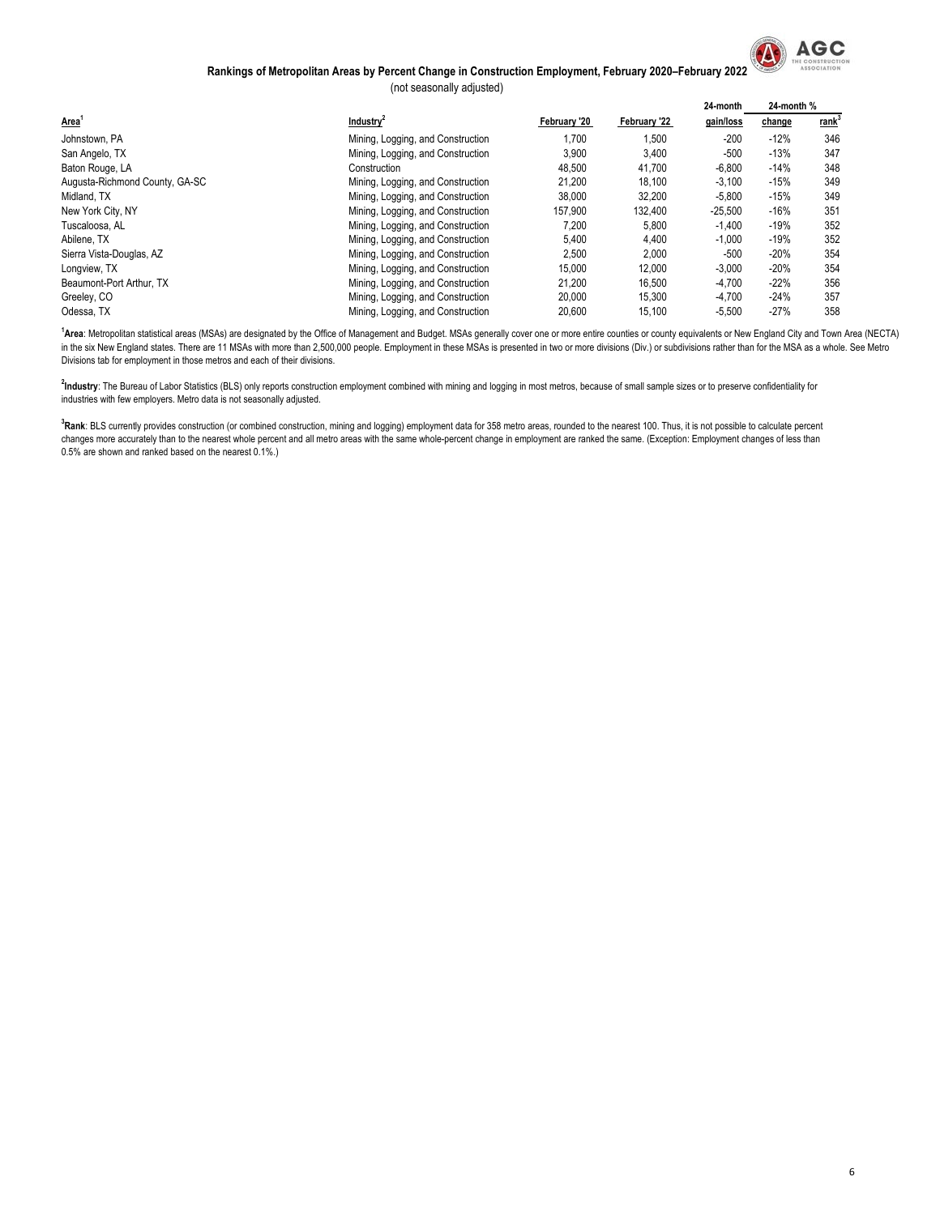## Rankings of Metropolitan Areas by Percent Change in Construction Employment, February 2020–February 2022

(not seasonally adjusted)

| Area[1] | Industry[2] | February '20 | February '22 | 24-month gain/loss | 24-month % change | rank[3] |
|---|---|---|---|---|---|---|
| Johnstown, PA | Mining, Logging, and Construction | 1,700 | 1,500 | -200 | -12% | 346 |
| San Angelo, TX | Mining, Logging, and Construction | 3,900 | 3,400 | -500 | -13% | 347 |
| Baton Rouge, LA | Construction | 48,500 | 41,700 | -6,800 | -14% | 348 |
| Augusta-Richmond County, GA-SC | Mining, Logging, and Construction | 21,200 | 18,100 | -3,100 | -15% | 349 |
| Midland, TX | Mining, Logging, and Construction | 38,000 | 32,200 | -5,800 | -15% | 349 |
| New York City, NY | Mining, Logging, and Construction | 157,900 | 132,400 | -25,500 | -16% | 351 |
| Tuscaloosa, AL | Mining, Logging, and Construction | 7,200 | 5,800 | -1,400 | -19% | 352 |
| Abilene, TX | Mining, Logging, and Construction | 5,400 | 4,400 | -1,000 | -19% | 352 |
| Sierra Vista-Douglas, AZ | Mining, Logging, and Construction | 2,500 | 2,000 | -500 | -20% | 354 |
| Longview, TX | Mining, Logging, and Construction | 15,000 | 12,000 | -3,000 | -20% | 354 |
| Beaumont-Port Arthur, TX | Mining, Logging, and Construction | 21,200 | 16,500 | -4,700 | -22% | 356 |
| Greeley, CO | Mining, Logging, and Construction | 20,000 | 15,300 | -4,700 | -24% | 357 |
| Odessa, TX | Mining, Logging, and Construction | 20,600 | 15,100 | -5,500 | -27% | 358 |

[1]**Area**: Metropolitan statistical areas (MSAs) are designated by the Office of Management and Budget. MSAs generally cover one or more entire counties or county equivalents or New England City and Town Area (NECTA) in the six New England states. There are 11 MSAs with more than 2,500,000 people. Employment in these MSAs is presented in two or more divisions (Div.) or subdivisions rather than for the MSA as a whole. See Metro Divisions tab for employment in those metros and each of their divisions.

[2]**Industry**: The Bureau of Labor Statistics (BLS) only reports construction employment combined with mining and logging in most metros, because of small sample sizes or to preserve confidentiality for industries with few employers. Metro data is not seasonally adjusted.

[3]**Rank**: BLS currently provides construction (or combined construction, mining and logging) employment data for 358 metro areas, rounded to the nearest 100. Thus, it is not possible to calculate percent changes more accurately than to the nearest whole percent and all metro areas with the same whole-percent change in employment are ranked the same. (Exception: Employment changes of less than 0.5% are shown and ranked based on the nearest 0.1%.)